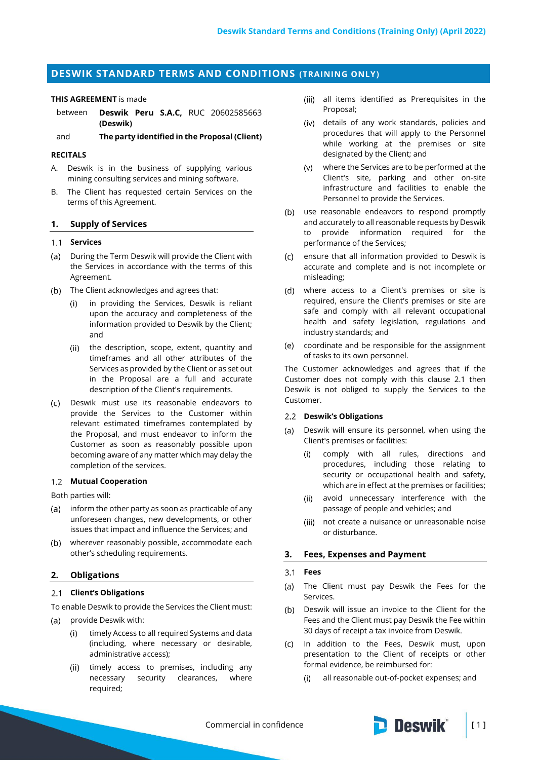# DESWIK STANDARD TERMS AND CONDITIONS (TRAINING ONLY)

**THIS AGREEMENT** is made

between **Deswik Peru S.A.C,** RUC 20602585663 **(Deswik)**

and **The party identified in the Proposal (Client)**

**RECITALS**

A. Deswik is in the business of supplying various mining consulting services and mining software.

B. The Client has requested certain Services on the terms of this Agreement.

## 1. Supply of Services

### 1.1 Services

(a) During the Term Deswik will provide the Client with the Services in accordance with the terms of this Agreement.

(b) The Client acknowledges and agrees that:

(i) in providing the Services, Deswik is reliant upon the accuracy and completeness of the information provided to Deswik by the Client; and

(ii) the description, scope, extent, quantity and timeframes and all other attributes of the Services as provided by the Client or as set out in the Proposal are a full and accurate description of the Client's requirements.

(c) Deswik must use its reasonable endeavors to provide the Services to the Customer within relevant estimated timeframes contemplated by the Proposal, and must endeavor to inform the Customer as soon as reasonably possible upon becoming aware of any matter which may delay the completion of the services.

### 1.2 Mutual Cooperation

Both parties will:

(a) inform the other party as soon as practicable of any unforeseen changes, new developments, or other issues that impact and influence the Services; and

(b) wherever reasonably possible, accommodate each other's scheduling requirements.

## 2. Obligations

### 2.1 Client's Obligations

To enable Deswik to provide the Services the Client must:

(a) provide Deswik with:

(i) timely Access to all required Systems and data (including, where necessary or desirable, administrative access);

(ii) timely access to premises, including any necessary security clearances, where required;

(iii) all items identified as Prerequisites in the Proposal;

(iv) details of any work standards, policies and procedures that will apply to the Personnel while working at the premises or site designated by the Client; and

(v) where the Services are to be performed at the Client's site, parking and other on-site infrastructure and facilities to enable the Personnel to provide the Services.

(b) use reasonable endeavors to respond promptly and accurately to all reasonable requests by Deswik to provide information required for the performance of the Services;

(c) ensure that all information provided to Deswik is accurate and complete and is not incomplete or misleading;

(d) where access to a Client's premises or site is required, ensure the Client's premises or site are safe and comply with all relevant occupational health and safety legislation, regulations and industry standards; and

(e) coordinate and be responsible for the assignment of tasks to its own personnel.

The Customer acknowledges and agrees that if the Customer does not comply with this clause 2.1 then Deswik is not obliged to supply the Services to the Customer.

### 2.2 Deswik's Obligations

(a) Deswik will ensure its personnel, when using the Client's premises or facilities:

(i) comply with all rules, directions and procedures, including those relating to security or occupational health and safety, which are in effect at the premises or facilities;

(ii) avoid unnecessary interference with the passage of people and vehicles; and

(iii) not create a nuisance or unreasonable noise or disturbance.

## 3. Fees, Expenses and Payment

### 3.1 Fees

(a) The Client must pay Deswik the Fees for the Services.

(b) Deswik will issue an invoice to the Client for the Fees and the Client must pay Deswik the Fee within 30 days of receipt a tax invoice from Deswik.

(c) In addition to the Fees, Deswik must, upon presentation to the Client of receipts or other formal evidence, be reimbursed for:

(i) all reasonable out-of-pocket expenses; and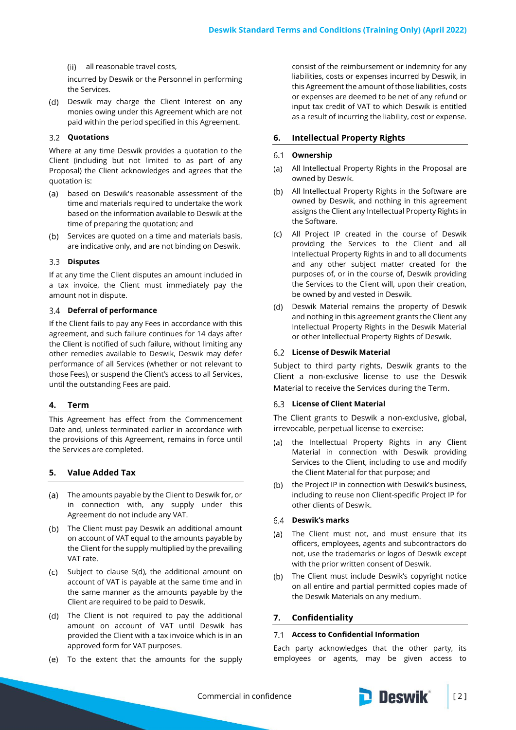(ii) all reasonable travel costs,

incurred by Deswik or the Personnel in performing the Services.

(d) Deswik may charge the Client Interest on any monies owing under this Agreement which are not paid within the period specified in this Agreement.

### 3.2 Quotations

Where at any time Deswik provides a quotation to the Client (including but not limited to as part of any Proposal) the Client acknowledges and agrees that the quotation is:

(a) based on Deswik's reasonable assessment of the time and materials required to undertake the work based on the information available to Deswik at the time of preparing the quotation; and

(b) Services are quoted on a time and materials basis, are indicative only, and are not binding on Deswik.

### 3.3 Disputes

If at any time the Client disputes an amount included in a tax invoice, the Client must immediately pay the amount not in dispute.

### 3.4 Deferral of performance

If the Client fails to pay any Fees in accordance with this agreement, and such failure continues for 14 days after the Client is notified of such failure, without limiting any other remedies available to Deswik, Deswik may defer performance of all Services (whether or not relevant to those Fees), or suspend the Client's access to all Services, until the outstanding Fees are paid.

## 4. Term

This Agreement has effect from the Commencement Date and, unless terminated earlier in accordance with the provisions of this Agreement, remains in force until the Services are completed.

## 5. Value Added Tax

(a) The amounts payable by the Client to Deswik for, or in connection with, any supply under this Agreement do not include any VAT.

(b) The Client must pay Deswik an additional amount on account of VAT equal to the amounts payable by the Client for the supply multiplied by the prevailing VAT rate.

(c) Subject to clause 5(d), the additional amount on account of VAT is payable at the same time and in the same manner as the amounts payable by the Client are required to be paid to Deswik.

(d) The Client is not required to pay the additional amount on account of VAT until Deswik has provided the Client with a tax invoice which is in an approved form for VAT purposes.

(e) To the extent that the amounts for the supply consist of the reimbursement or indemnity for any liabilities, costs or expenses incurred by Deswik, in this Agreement the amount of those liabilities, costs or expenses are deemed to be net of any refund or input tax credit of VAT to which Deswik is entitled as a result of incurring the liability, cost or expense.

## 6. Intellectual Property Rights

### 6.1 Ownership

(a) All Intellectual Property Rights in the Proposal are owned by Deswik.

(b) All Intellectual Property Rights in the Software are owned by Deswik, and nothing in this agreement assigns the Client any Intellectual Property Rights in the Software.

(c) All Project IP created in the course of Deswik providing the Services to the Client and all Intellectual Property Rights in and to all documents and any other subject matter created for the purposes of, or in the course of, Deswik providing the Services to the Client will, upon their creation, be owned by and vested in Deswik.

(d) Deswik Material remains the property of Deswik and nothing in this agreement grants the Client any Intellectual Property Rights in the Deswik Material or other Intellectual Property Rights of Deswik.

### 6.2 License of Deswik Material

Subject to third party rights, Deswik grants to the Client a non-exclusive license to use the Deswik Material to receive the Services during the Term.

### 6.3 License of Client Material

The Client grants to Deswik a non-exclusive, global, irrevocable, perpetual license to exercise:

(a) the Intellectual Property Rights in any Client Material in connection with Deswik providing Services to the Client, including to use and modify the Client Material for that purpose; and

(b) the Project IP in connection with Deswik's business, including to reuse non Client-specific Project IP for other clients of Deswik.

### 6.4 Deswik's marks

(a) The Client must not, and must ensure that its officers, employees, agents and subcontractors do not, use the trademarks or logos of Deswik except with the prior written consent of Deswik.

(b) The Client must include Deswik's copyright notice on all entire and partial permitted copies made of the Deswik Materials on any medium.

## 7. Confidentiality

### 7.1 Access to Confidential Information

Each party acknowledges that the other party, its employees or agents, may be given access to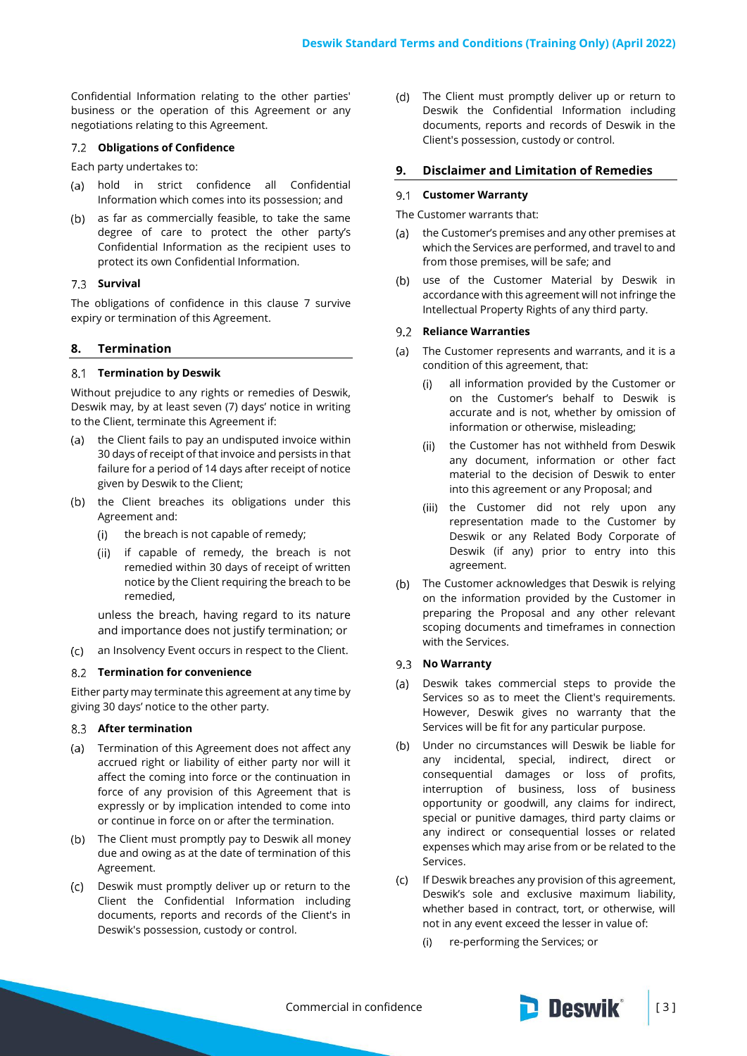Confidential Information relating to the other parties' business or the operation of this Agreement or any negotiations relating to this Agreement.

### 7.2 Obligations of Confidence

Each party undertakes to:

(a) hold in strict confidence all Confidential Information which comes into its possession; and

(b) as far as commercially feasible, to take the same degree of care to protect the other party's Confidential Information as the recipient uses to protect its own Confidential Information.

### 7.3 Survival

The obligations of confidence in this clause 7 survive expiry or termination of this Agreement.

## 8. Termination

### 8.1 Termination by Deswik

Without prejudice to any rights or remedies of Deswik, Deswik may, by at least seven (7) days' notice in writing to the Client, terminate this Agreement if:

(a) the Client fails to pay an undisputed invoice within 30 days of receipt of that invoice and persists in that failure for a period of 14 days after receipt of notice given by Deswik to the Client;

(b) the Client breaches its obligations under this Agreement and:

  (i) the breach is not capable of remedy;

  (ii) if capable of remedy, the breach is not remedied within 30 days of receipt of written notice by the Client requiring the breach to be remedied,

  unless the breach, having regard to its nature and importance does not justify termination; or

(c) an Insolvency Event occurs in respect to the Client.

### 8.2 Termination for convenience

Either party may terminate this agreement at any time by giving 30 days' notice to the other party.

### 8.3 After termination

(a) Termination of this Agreement does not affect any accrued right or liability of either party nor will it affect the coming into force or the continuation in force of any provision of this Agreement that is expressly or by implication intended to come into or continue in force on or after the termination.

(b) The Client must promptly pay to Deswik all money due and owing as at the date of termination of this Agreement.

(c) Deswik must promptly deliver up or return to the Client the Confidential Information including documents, reports and records of the Client's in Deswik's possession, custody or control.

(d) The Client must promptly deliver up or return to Deswik the Confidential Information including documents, reports and records of Deswik in the Client's possession, custody or control.

## 9. Disclaimer and Limitation of Remedies

### 9.1 Customer Warranty

The Customer warrants that:

(a) the Customer's premises and any other premises at which the Services are performed, and travel to and from those premises, will be safe; and

(b) use of the Customer Material by Deswik in accordance with this agreement will not infringe the Intellectual Property Rights of any third party.

### 9.2 Reliance Warranties

(a) The Customer represents and warrants, and it is a condition of this agreement, that:

  (i) all information provided by the Customer or on the Customer's behalf to Deswik is accurate and is not, whether by omission of information or otherwise, misleading;

  (ii) the Customer has not withheld from Deswik any document, information or other fact material to the decision of Deswik to enter into this agreement or any Proposal; and

  (iii) the Customer did not rely upon any representation made to the Customer by Deswik or any Related Body Corporate of Deswik (if any) prior to entry into this agreement.

(b) The Customer acknowledges that Deswik is relying on the information provided by the Customer in preparing the Proposal and any other relevant scoping documents and timeframes in connection with the Services.

### 9.3 No Warranty

(a) Deswik takes commercial steps to provide the Services so as to meet the Client's requirements. However, Deswik gives no warranty that the Services will be fit for any particular purpose.

(b) Under no circumstances will Deswik be liable for any incidental, special, indirect, direct or consequential damages or loss of profits, interruption of business, loss of business opportunity or goodwill, any claims for indirect, special or punitive damages, third party claims or any indirect or consequential losses or related expenses which may arise from or be related to the Services.

(c) If Deswik breaches any provision of this agreement, Deswik's sole and exclusive maximum liability, whether based in contract, tort, or otherwise, will not in any event exceed the lesser in value of:

  (i) re-performing the Services; or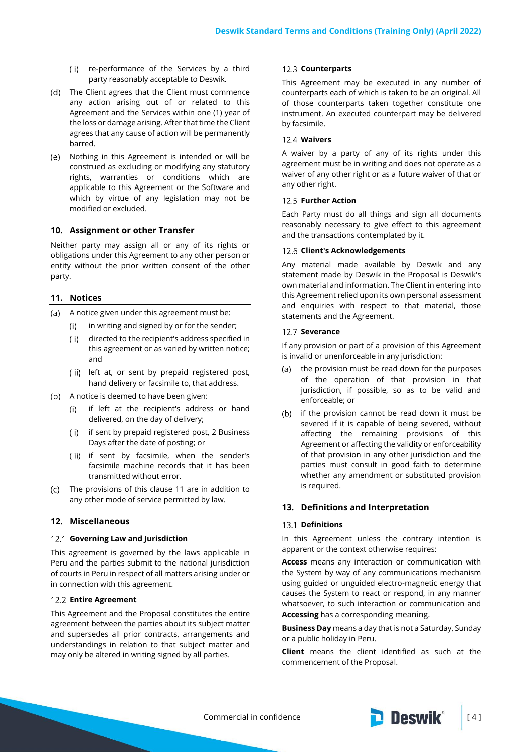(ii) re-performance of the Services by a third party reasonably acceptable to Deswik.

(d) The Client agrees that the Client must commence any action arising out of or related to this Agreement and the Services within one (1) year of the loss or damage arising. After that time the Client agrees that any cause of action will be permanently barred.

(e) Nothing in this Agreement is intended or will be construed as excluding or modifying any statutory rights, warranties or conditions which are applicable to this Agreement or the Software and which by virtue of any legislation may not be modified or excluded.

## 10. Assignment or other Transfer

Neither party may assign all or any of its rights or obligations under this Agreement to any other person or entity without the prior written consent of the other party.

## 11. Notices

(a) A notice given under this agreement must be:

(i) in writing and signed by or for the sender;

(ii) directed to the recipient's address specified in this agreement or as varied by written notice; and

(iii) left at, or sent by prepaid registered post, hand delivery or facsimile to, that address.

(b) A notice is deemed to have been given:

(i) if left at the recipient's address or hand delivered, on the day of delivery;

(ii) if sent by prepaid registered post, 2 Business Days after the date of posting; or

(iii) if sent by facsimile, when the sender's facsimile machine records that it has been transmitted without error.

(c) The provisions of this clause 11 are in addition to any other mode of service permitted by law.

## 12. Miscellaneous

### 12.1 Governing Law and Jurisdiction

This agreement is governed by the laws applicable in Peru and the parties submit to the national jurisdiction of courts in Peru in respect of all matters arising under or in connection with this agreement.

### 12.2 Entire Agreement

This Agreement and the Proposal constitutes the entire agreement between the parties about its subject matter and supersedes all prior contracts, arrangements and understandings in relation to that subject matter and may only be altered in writing signed by all parties.

### 12.3 Counterparts

This Agreement may be executed in any number of counterparts each of which is taken to be an original. All of those counterparts taken together constitute one instrument. An executed counterpart may be delivered by facsimile.

### 12.4 Waivers

A waiver by a party of any of its rights under this agreement must be in writing and does not operate as a waiver of any other right or as a future waiver of that or any other right.

### 12.5 Further Action

Each Party must do all things and sign all documents reasonably necessary to give effect to this agreement and the transactions contemplated by it.

### 12.6 Client's Acknowledgements

Any material made available by Deswik and any statement made by Deswik in the Proposal is Deswik's own material and information. The Client in entering into this Agreement relied upon its own personal assessment and enquiries with respect to that material, those statements and the Agreement.

### 12.7 Severance

If any provision or part of a provision of this Agreement is invalid or unenforceable in any jurisdiction:

(a) the provision must be read down for the purposes of the operation of that provision in that jurisdiction, if possible, so as to be valid and enforceable; or

(b) if the provision cannot be read down it must be severed if it is capable of being severed, without affecting the remaining provisions of this Agreement or affecting the validity or enforceability of that provision in any other jurisdiction and the parties must consult in good faith to determine whether any amendment or substituted provision is required.

## 13. Definitions and Interpretation

### 13.1 Definitions

In this Agreement unless the contrary intention is apparent or the context otherwise requires:

**Access** means any interaction or communication with the System by way of any communications mechanism using guided or unguided electro-magnetic energy that causes the System to react or respond, in any manner whatsoever, to such interaction or communication and **Accessing** has a corresponding meaning.

**Business Day** means a day that is not a Saturday, Sunday or a public holiday in Peru.

**Client** means the client identified as such at the commencement of the Proposal.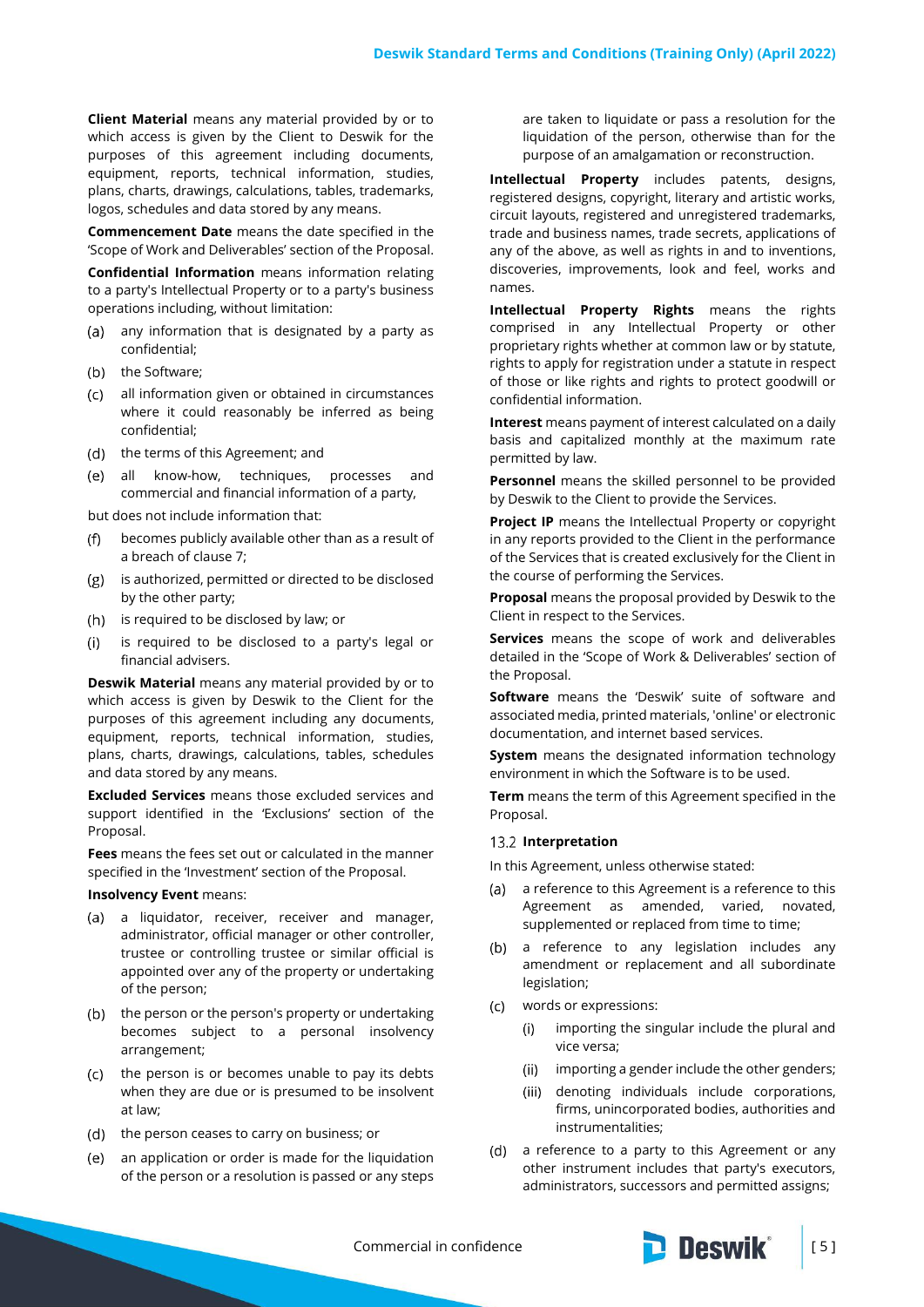**Client Material** means any material provided by or to which access is given by the Client to Deswik for the purposes of this agreement including documents, equipment, reports, technical information, studies, plans, charts, drawings, calculations, tables, trademarks, logos, schedules and data stored by any means.

**Commencement Date** means the date specified in the 'Scope of Work and Deliverables' section of the Proposal.

**Confidential Information** means information relating to a party's Intellectual Property or to a party's business operations including, without limitation:

(a) any information that is designated by a party as confidential;

(b) the Software;

(c) all information given or obtained in circumstances where it could reasonably be inferred as being confidential;

(d) the terms of this Agreement; and

(e) all know-how, techniques, processes and commercial and financial information of a party,

but does not include information that:

(f) becomes publicly available other than as a result of a breach of clause 7;

(g) is authorized, permitted or directed to be disclosed by the other party;

(h) is required to be disclosed by law; or

(i) is required to be disclosed to a party's legal or financial advisers.

**Deswik Material** means any material provided by or to which access is given by Deswik to the Client for the purposes of this agreement including any documents, equipment, reports, technical information, studies, plans, charts, drawings, calculations, tables, schedules and data stored by any means.

**Excluded Services** means those excluded services and support identified in the 'Exclusions' section of the Proposal.

**Fees** means the fees set out or calculated in the manner specified in the 'Investment' section of the Proposal.

**Insolvency Event** means:

(a) a liquidator, receiver, receiver and manager, administrator, official manager or other controller, trustee or controlling trustee or similar official is appointed over any of the property or undertaking of the person;

(b) the person or the person's property or undertaking becomes subject to a personal insolvency arrangement;

(c) the person is or becomes unable to pay its debts when they are due or is presumed to be insolvent at law;

(d) the person ceases to carry on business; or

(e) an application or order is made for the liquidation of the person or a resolution is passed or any steps are taken to liquidate or pass a resolution for the liquidation of the person, otherwise than for the purpose of an amalgamation or reconstruction.

**Intellectual Property** includes patents, designs, registered designs, copyright, literary and artistic works, circuit layouts, registered and unregistered trademarks, trade and business names, trade secrets, applications of any of the above, as well as rights in and to inventions, discoveries, improvements, look and feel, works and names.

**Intellectual Property Rights** means the rights comprised in any Intellectual Property or other proprietary rights whether at common law or by statute, rights to apply for registration under a statute in respect of those or like rights and rights to protect goodwill or confidential information.

**Interest** means payment of interest calculated on a daily basis and capitalized monthly at the maximum rate permitted by law.

**Personnel** means the skilled personnel to be provided by Deswik to the Client to provide the Services.

**Project IP** means the Intellectual Property or copyright in any reports provided to the Client in the performance of the Services that is created exclusively for the Client in the course of performing the Services.

**Proposal** means the proposal provided by Deswik to the Client in respect to the Services.

**Services** means the scope of work and deliverables detailed in the 'Scope of Work & Deliverables' section of the Proposal.

**Software** means the 'Deswik' suite of software and associated media, printed materials, 'online' or electronic documentation, and internet based services.

**System** means the designated information technology environment in which the Software is to be used.

**Term** means the term of this Agreement specified in the Proposal.

### 13.2 Interpretation

In this Agreement, unless otherwise stated:

(a) a reference to this Agreement is a reference to this Agreement as amended, novated, varied, supplemented or replaced from time to time;

(b) a reference to any legislation includes any amendment or replacement and all subordinate legislation;

(c) words or expressions:

   (i) importing the singular include the plural and vice versa;

   (ii) importing a gender include the other genders;

   (iii) denoting individuals include corporations, firms, unincorporated bodies, authorities and instrumentalities;

(d) a reference to a party to this Agreement or any other instrument includes that party's executors, administrators, successors and permitted assigns;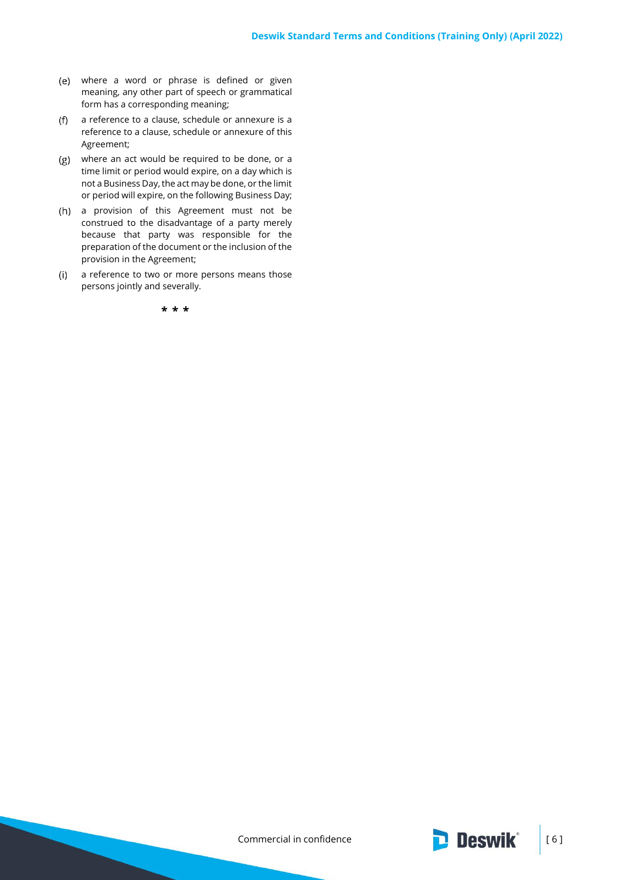(e) where a word or phrase is defined or given meaning, any other part of speech or grammatical form has a corresponding meaning;

(f) a reference to a clause, schedule or annexure is a reference to a clause, schedule or annexure of this Agreement;

(g) where an act would be required to be done, or a time limit or period would expire, on a day which is not a Business Day, the act may be done, or the limit or period will expire, on the following Business Day;

(h) a provision of this Agreement must not be construed to the disadvantage of a party merely because that party was responsible for the preparation of the document or the inclusion of the provision in the Agreement;

(i) a reference to two or more persons means those persons jointly and severally.

* * *